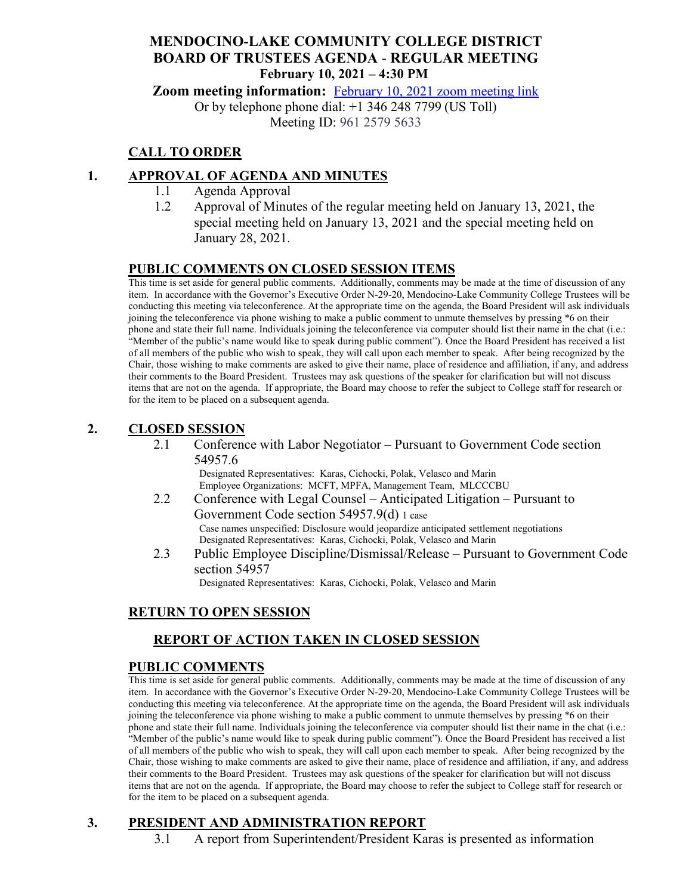# MENDOCINO-LAKE COMMUNITY COLLEGE DISTRICT
# BOARD OF TRUSTEES AGENDA - REGULAR MEETING
**February 10, 2021 – 4:30 PM**

**Zoom meeting information:** [February 10, 2021 zoom meeting link]()

Or by telephone phone dial: +1 346 248 7799 (US Toll)

Meeting ID: 961 2579 5633

## CALL TO ORDER

## 1. APPROVAL OF AGENDA AND MINUTES

1.1 Agenda Approval

1.2 Approval of Minutes of the regular meeting held on January 13, 2021, the special meeting held on January 13, 2021 and the special meeting held on January 28, 2021.

## PUBLIC COMMENTS ON CLOSED SESSION ITEMS

This time is set aside for general public comments. Additionally, comments may be made at the time of discussion of any item. In accordance with the Governor's Executive Order N-29-20, Mendocino-Lake Community College Trustees will be conducting this meeting via teleconference. At the appropriate time on the agenda, the Board President will ask individuals joining the teleconference via phone wishing to make a public comment to unmute themselves by pressing *6 on their phone and state their full name. Individuals joining the teleconference via computer should list their name in the chat (i.e.: "Member of the public's name would like to speak during public comment"). Once the Board President has received a list of all members of the public who wish to speak, they will call upon each member to speak. After being recognized by the Chair, those wishing to make comments are asked to give their name, place of residence and affiliation, if any, and address their comments to the Board President. Trustees may ask questions of the speaker for clarification but will not discuss items that are not on the agenda. If appropriate, the Board may choose to refer the subject to College staff for research or for the item to be placed on a subsequent agenda.

## 2. CLOSED SESSION

2.1 Conference with Labor Negotiator – Pursuant to Government Code section 54957.6

Designated Representatives: Karas, Cichocki, Polak, Velasco and Marin
Employee Organizations: MCFT, MPFA, Management Team, MLCCCBU

2.2 Conference with Legal Counsel – Anticipated Litigation – Pursuant to Government Code section 54957.9(d) 1 case

Case names unspecified: Disclosure would jeopardize anticipated settlement negotiations
Designated Representatives: Karas, Cichocki, Polak, Velasco and Marin

2.3 Public Employee Discipline/Dismissal/Release – Pursuant to Government Code section 54957

Designated Representatives: Karas, Cichocki, Polak, Velasco and Marin

## RETURN TO OPEN SESSION

### REPORT OF ACTION TAKEN IN CLOSED SESSION

## PUBLIC COMMENTS

This time is set aside for general public comments. Additionally, comments may be made at the time of discussion of any item. In accordance with the Governor's Executive Order N-29-20, Mendocino-Lake Community College Trustees will be conducting this meeting via teleconference. At the appropriate time on the agenda, the Board President will ask individuals joining the teleconference via phone wishing to make a public comment to unmute themselves by pressing *6 on their phone and state their full name. Individuals joining the teleconference via computer should list their name in the chat (i.e.: "Member of the public's name would like to speak during public comment"). Once the Board President has received a list of all members of the public who wish to speak, they will call upon each member to speak. After being recognized by the Chair, those wishing to make comments are asked to give their name, place of residence and affiliation, if any, and address their comments to the Board President. Trustees may ask questions of the speaker for clarification but will not discuss items that are not on the agenda. If appropriate, the Board may choose to refer the subject to College staff for research or for the item to be placed on a subsequent agenda.

## 3. PRESIDENT AND ADMINISTRATION REPORT

3.1 A report from Superintendent/President Karas is presented as information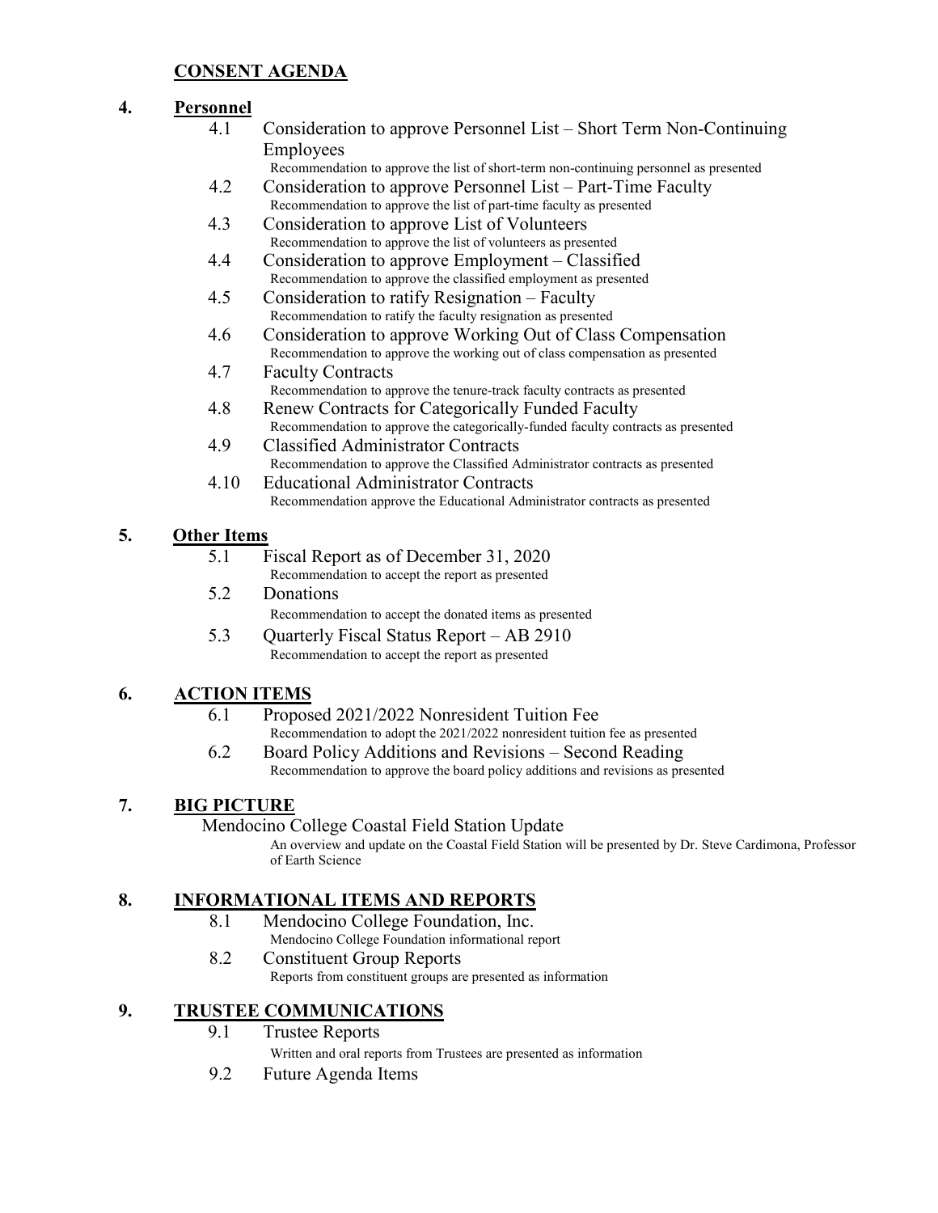## CONSENT AGENDA

### 4. Personnel

- 4.1 Consideration to approve Personnel List – Short Term Non-Continuing Employees
  Recommendation to approve the list of short-term non-continuing personnel as presented
- 4.2 Consideration to approve Personnel List – Part-Time Faculty
  Recommendation to approve the list of part-time faculty as presented
- 4.3 Consideration to approve List of Volunteers
  Recommendation to approve the list of volunteers as presented
- 4.4 Consideration to approve Employment – Classified
  Recommendation to approve the classified employment as presented
- 4.5 Consideration to ratify Resignation – Faculty
  Recommendation to ratify the faculty resignation as presented
- 4.6 Consideration to approve Working Out of Class Compensation
  Recommendation to approve the working out of class compensation as presented
- 4.7 Faculty Contracts
  Recommendation to approve the tenure-track faculty contracts as presented
- 4.8 Renew Contracts for Categorically Funded Faculty
  Recommendation to approve the categorically-funded faculty contracts as presented
- 4.9 Classified Administrator Contracts
  Recommendation to approve the Classified Administrator contracts as presented
- 4.10 Educational Administrator Contracts
  Recommendation approve the Educational Administrator contracts as presented

### 5. Other Items

- 5.1 Fiscal Report as of December 31, 2020
  Recommendation to accept the report as presented
- 5.2 Donations
  Recommendation to accept the donated items as presented
- 5.3 Quarterly Fiscal Status Report – AB 2910
  Recommendation to accept the report as presented

### 6. ACTION ITEMS

- 6.1 Proposed 2021/2022 Nonresident Tuition Fee
  Recommendation to adopt the 2021/2022 nonresident tuition fee as presented
- 6.2 Board Policy Additions and Revisions – Second Reading
  Recommendation to approve the board policy additions and revisions as presented

### 7. BIG PICTURE

Mendocino College Coastal Field Station Update
An overview and update on the Coastal Field Station will be presented by Dr. Steve Cardimona, Professor of Earth Science

### 8. INFORMATIONAL ITEMS AND REPORTS

- 8.1 Mendocino College Foundation, Inc.
  Mendocino College Foundation informational report
- 8.2 Constituent Group Reports
  Reports from constituent groups are presented as information

### 9. TRUSTEE COMMUNICATIONS

- 9.1 Trustee Reports
  Written and oral reports from Trustees are presented as information
- 9.2 Future Agenda Items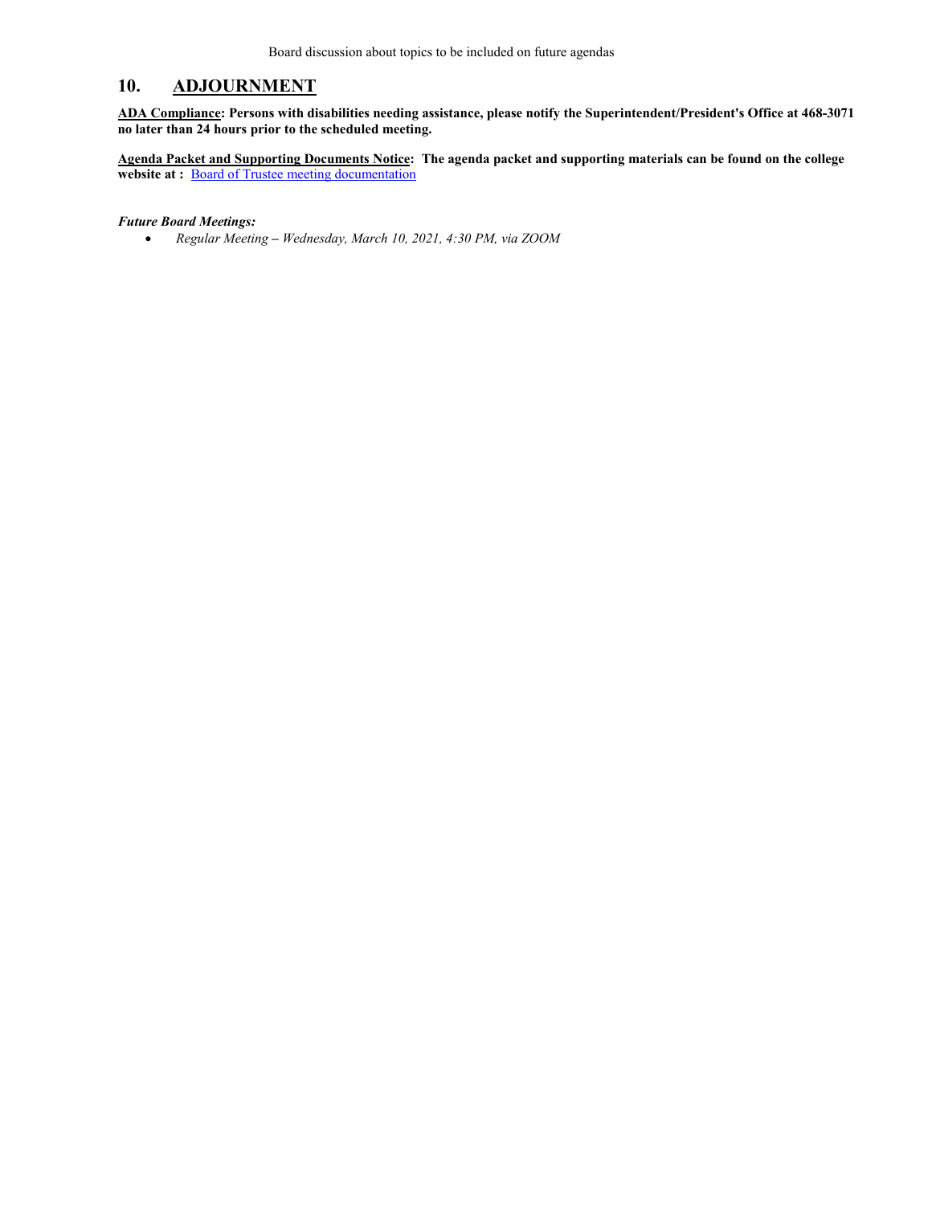Board discussion about topics to be included on future agendas

## 10. ADJOURNMENT

**ADA Compliance: Persons with disabilities needing assistance, please notify the Superintendent/President's Office at 468-3071 no later than 24 hours prior to the scheduled meeting.**

**Agenda Packet and Supporting Documents Notice: The agenda packet and supporting materials can be found on the college website at :** Board of Trustee meeting documentation

***Future Board Meetings:***

- *Regular Meeting – Wednesday, March 10, 2021, 4:30 PM, via ZOOM*